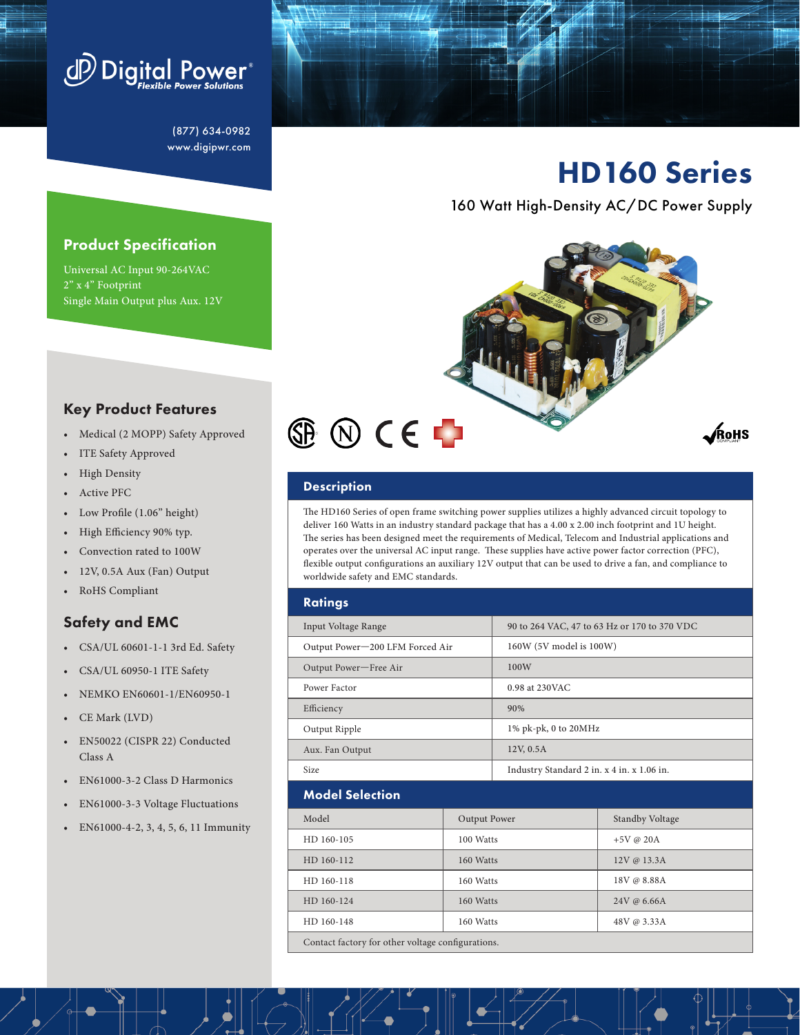Digital Power
Flexible Power Solutions

(877) 634-0982
www.digipwr.com

# HD160 Series

160 Watt High-Density AC/DC Power Supply

## Product Specification

Universal AC Input 90-264VAC
2" x 4" Footprint
Single Main Output plus Aux. 12V

## Key Product Features

- Medical (2 MOPP) Safety Approved
- ITE Safety Approved
- High Density
- Active PFC
- Low Profile (1.06" height)
- High Efficiency 90% typ.
- Convection rated to 100W
- 12V, 0.5A Aux (Fan) Output
- RoHS Compliant

## Safety and EMC

- CSA/UL 60601-1-1 3rd Ed. Safety
- CSA/UL 60950-1 ITE Safety
- NEMKO EN60601-1/EN60950-1
- CE Mark (LVD)
- EN50022 (CISPR 22) Conducted Class A
- EN61000-3-2 Class D Harmonics
- EN61000-3-3 Voltage Fluctuations
- EN61000-4-2, 3, 4, 5, 6, 11 Immunity

## Description

The HD160 Series of open frame switching power supplies utilizes a highly advanced circuit topology to deliver 160 Watts in an industry standard package that has a 4.00 x 2.00 inch footprint and 1U height. The series has been designed meet the requirements of Medical, Telecom and Industrial applications and operates over the universal AC input range. These supplies have active power factor correction (PFC), flexible output configurations an auxiliary 12V output that can be used to drive a fan, and compliance to worldwide safety and EMC standards.

## Ratings

| | |
|---|---|
| Input Voltage Range | 90 to 264 VAC, 47 to 63 Hz or 170 to 370 VDC |
| Output Power—200 LFM Forced Air | 160W (5V model is 100W) |
| Output Power—Free Air | 100W |
| Power Factor | 0.98 at 230VAC |
| Efficiency | 90% |
| Output Ripple | 1% pk-pk, 0 to 20MHz |
| Aux. Fan Output | 12V, 0.5A |
| Size | Industry Standard 2 in. x 4 in. x 1.06 in. |

## Model Selection

| Model | Output Power | Standby Voltage |
|---|---|---|
| HD 160-105 | 100 Watts | +5V @ 20A |
| HD 160-112 | 160 Watts | 12V @ 13.3A |
| HD 160-118 | 160 Watts | 18V @ 8.88A |
| HD 160-124 | 160 Watts | 24V @ 6.66A |
| HD 160-148 | 160 Watts | 48V @ 3.33A |

Contact factory for other voltage configurations.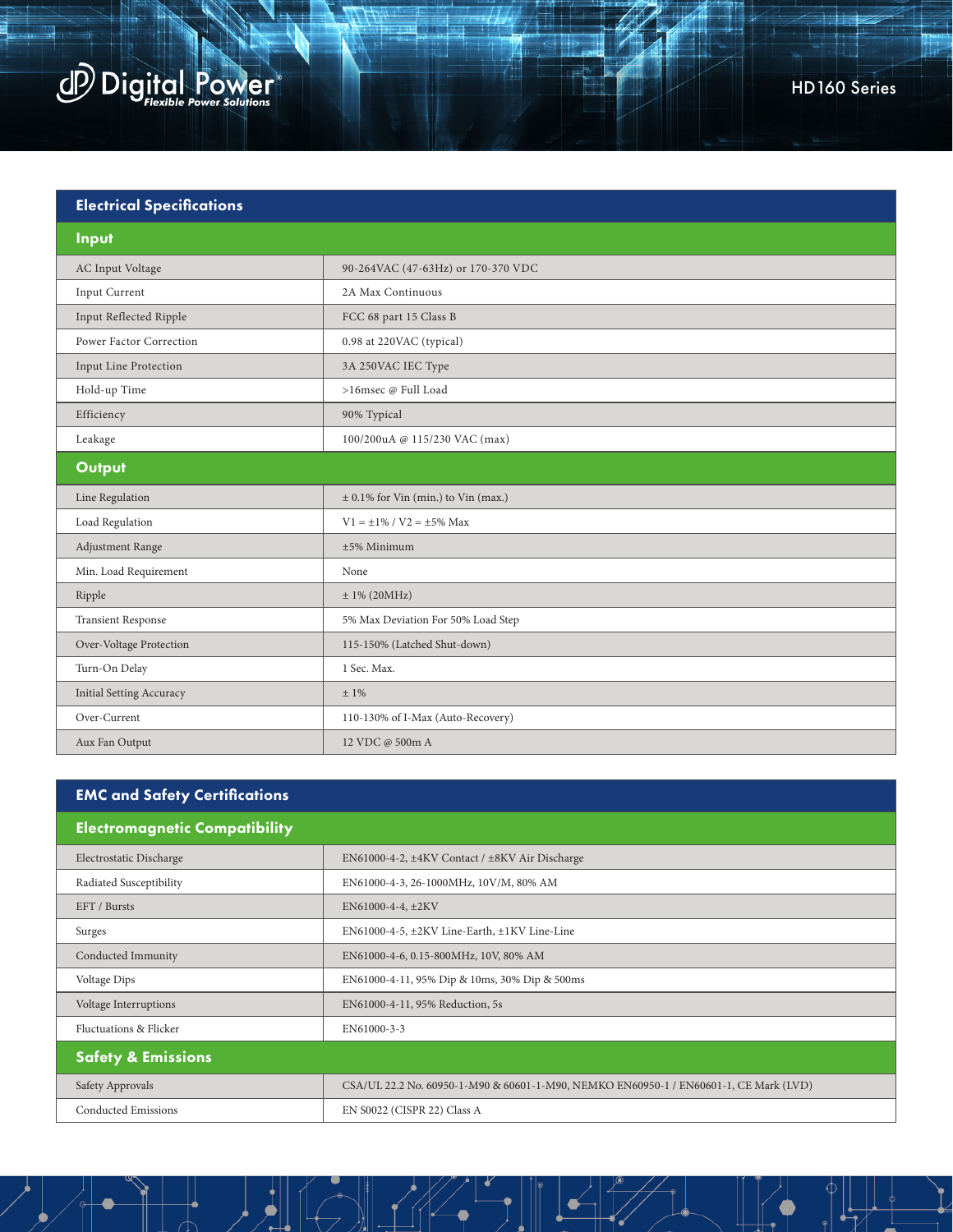## Electrical Specifications

### Input

| Parameter | Specification |
|---|---|
| AC Input Voltage | 90-264VAC (47-63Hz) or 170-370 VDC |
| Input Current | 2A Max Continuous |
| Input Reflected Ripple | FCC 68 part 15 Class B |
| Power Factor Correction | 0.98 at 220VAC (typical) |
| Input Line Protection | 3A 250VAC IEC Type |
| Hold-up Time | >16msec @ Full Load |
| Efficiency | 90% Typical |
| Leakage | 100/200uA @ 115/230 VAC (max) |

### Output

| Parameter | Specification |
|---|---|
| Line Regulation | ± 0.1% for Vin (min.) to Vin (max.) |
| Load Regulation | V1 = ±1% / V2 = ±5% Max |
| Adjustment Range | ±5% Minimum |
| Min. Load Requirement | None |
| Ripple | ± 1% (20MHz) |
| Transient Response | 5% Max Deviation For 50% Load Step |
| Over-Voltage Protection | 115-150% (Latched Shut-down) |
| Turn-On Delay | 1 Sec. Max. |
| Initial Setting Accuracy | ± 1% |
| Over-Current | 110-130% of I-Max (Auto-Recovery) |
| Aux Fan Output | 12 VDC @ 500m A |

## EMC and Safety Certifications

### Electromagnetic Compatibility

| Parameter | Specification |
|---|---|
| Electrostatic Discharge | EN61000-4-2, ±4KV Contact / ±8KV Air Discharge |
| Radiated Susceptibility | EN61000-4-3, 26-1000MHz, 10V/M, 80% AM |
| EFT / Bursts | EN61000-4-4, ±2KV |
| Surges | EN61000-4-5, ±2KV Line-Earth, ±1KV Line-Line |
| Conducted Immunity | EN61000-4-6, 0.15-800MHz, 10V, 80% AM |
| Voltage Dips | EN61000-4-11, 95% Dip & 10ms, 30% Dip & 500ms |
| Voltage Interruptions | EN61000-4-11, 95% Reduction, 5s |
| Fluctuations & Flicker | EN61000-3-3 |

### Safety & Emissions

| Parameter | Specification |
|---|---|
| Safety Approvals | CSA/UL 22.2 No. 60950-1-M90 & 60601-1-M90, NEMKO EN60950-1 / EN60601-1, CE Mark (LVD) |
| Conducted Emissions | EN S0022 (CISPR 22) Class A |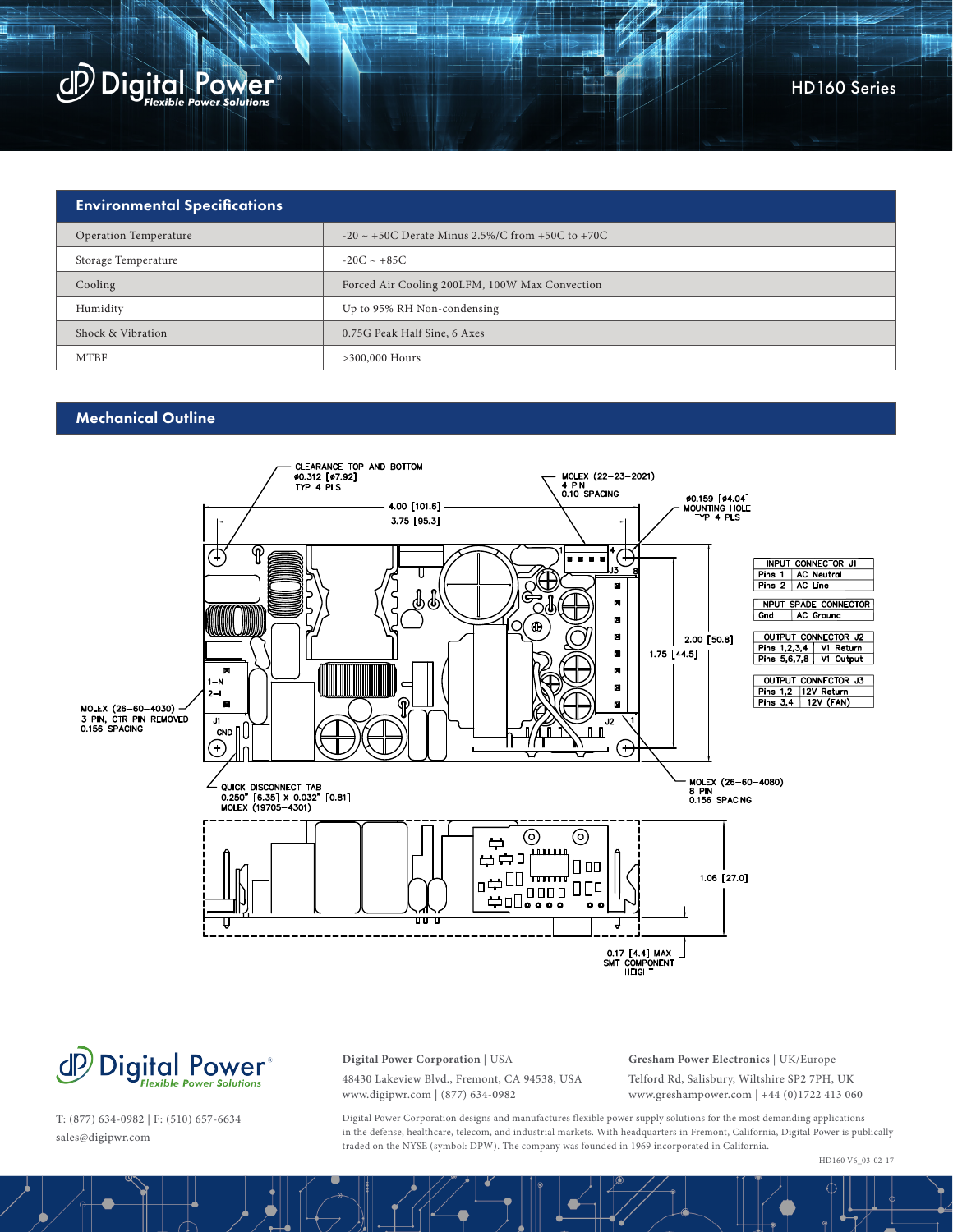## Environmental Specifications

| | |
|---|---|
| Operation Temperature | -20 ~ +50C Derate Minus 2.5%/C from +50C to +70C |
| Storage Temperature | -20C ~ +85C |
| Cooling | Forced Air Cooling 200LFM, 100W Max Convection |
| Humidity | Up to 95% RH Non-condensing |
| Shock & Vibration | 0.75G Peak Half Sine, 6 Axes |
| MTBF | >300,000 Hours |

## Mechanical Outline

CLEARANCE TOP AND BOTTOM
ø0.312 [ø7.92]
TYP 4 PLS

MOLEX (22-23-2021)
4 PIN
0.10 SPACING

ø0.159 [ø4.04]
MOUNTING HOLE
TYP 4 PLS

4.00 [101.6]
3.75 [95.3]

2.00 [50.8]
1.75 [44.5]

MOLEX (26-60-4030)
3 PIN, CTR PIN REMOVED
0.156 SPACING

QUICK DISCONNECT TAB
0.250" [6.35] X 0.032" [0.81]
MOLEX (19705-4301)

MOLEX (26-60-4080)
8 PIN
0.156 SPACING

1.06 [27.0]

0.17 [4.4] MAX
SMT COMPONENT
HEIGHT

| INPUT CONNECTOR J1 | |
|---|---|
| Pins 1 | AC Neutral |
| Pins 2 | AC Line |

| INPUT SPADE CONNECTOR | |
|---|---|
| Gnd | AC Ground |

| OUTPUT CONNECTOR J2 | |
|---|---|
| Pins 1,2,3,4 | V1 Return |
| Pins 5,6,7,8 | V1 Output |

| OUTPUT CONNECTOR J3 | |
|---|---|
| Pins 1,2 | 12V Return |
| Pins 3,4 | 12V (FAN) |

T: (877) 634-0982 | F: (510) 657-6634
sales@digipwr.com

**Digital Power Corporation** | USA
48430 Lakeview Blvd., Fremont, CA 94538, USA
www.digipwr.com | (877) 634-0982

**Gresham Power Electronics** | UK/Europe
Telford Rd, Salisbury, Wiltshire SP2 7PH, UK
www.greshampower.com | +44 (0)1722 413 060

Digital Power Corporation designs and manufactures flexible power supply solutions for the most demanding applications in the defense, healthcare, telecom, and industrial markets. With headquarters in Fremont, California, Digital Power is publically traded on the NYSE (symbol: DPW). The company was founded in 1969 incorporated in California.

HD160 V6_03-02-17